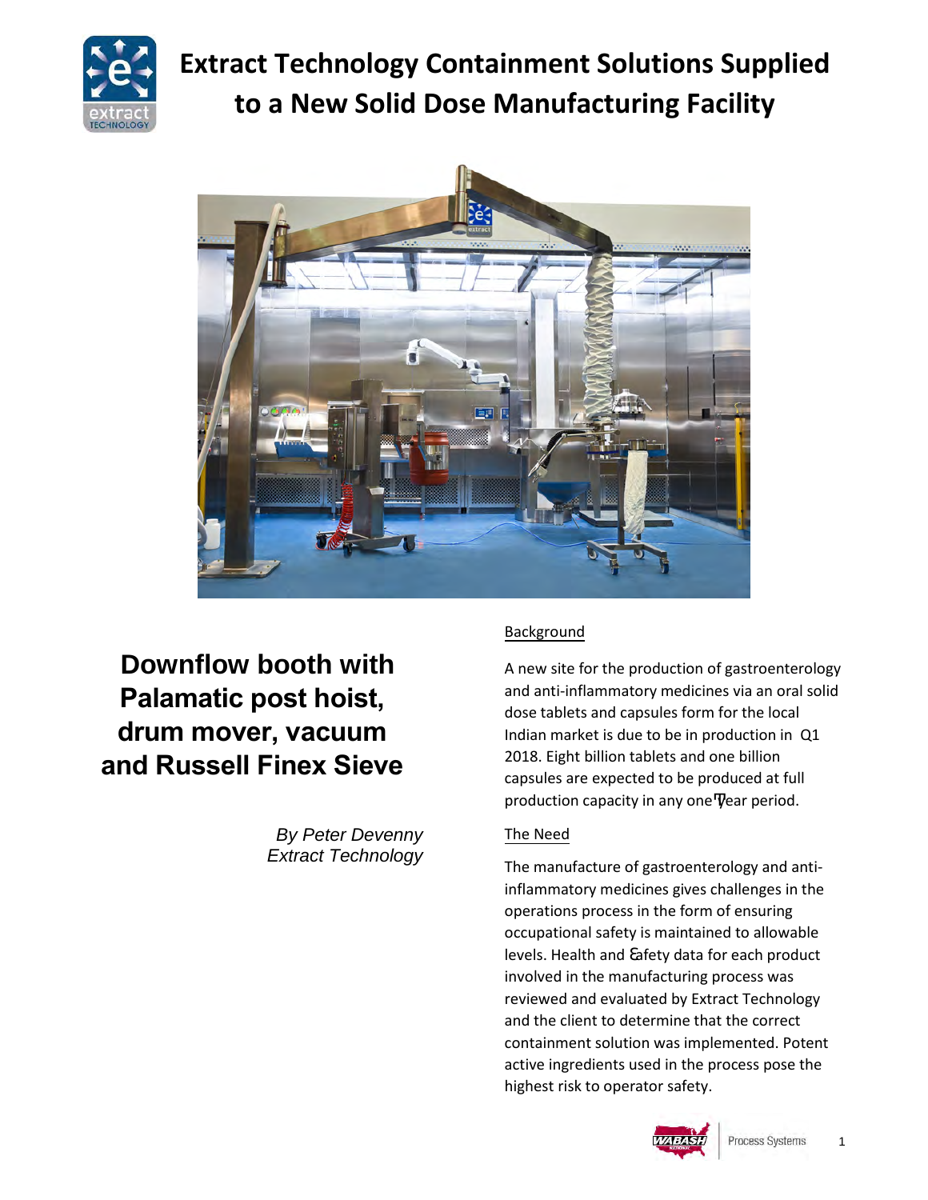# Extract Technology Containment Solutions Supplied to a New Solid Dose Manufacturing Facility

## Downflow booth with Palamatic post hoist, drum mover, vacuum and Russell Finex Sieve

*By Peter Devenny*
*Extract Technology*

### Background

A new site for the production of gastroenterology and anti-inflammatory medicines via an oral solid dose tablets and capsules form for the local Indian market is due to be in production in Q1 2018. Eight billion tablets and one billion capsules are expected to be produced at full production capacity in any one year period.

### The Need

The manufacture of gastroenterology and anti-inflammatory medicines gives challenges in the operations process in the form of ensuring occupational safety is maintained to allowable levels. Health and Safety data for each product involved in the manufacturing process was reviewed and evaluated by Extract Technology and the client to determine that the correct containment solution was implemented. Potent active ingredients used in the process pose the highest risk to operator safety.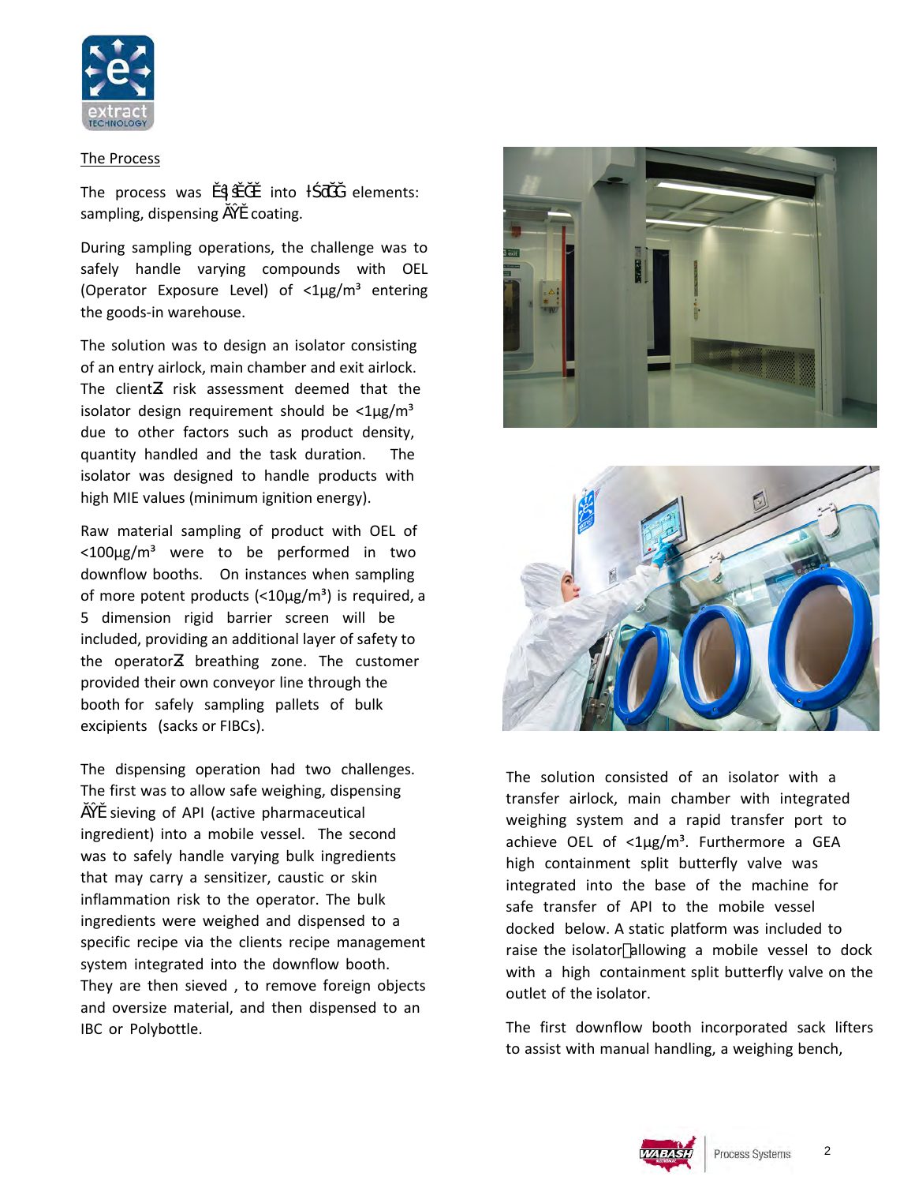## The Process

The process was ĚŝǀŝĚĞĚ into ƚŚƌĞĞ elements: sampling, dispensing ĂŶĚ coating.

During sampling operations, the challenge was to safely handle varying compounds with OEL (Operator Exposure Level) of <1µg/m³ entering the goods-in warehouse.

The solution was to design an isolator consisting of an entry airlock, main chamber and exit airlock. The clientƐ risk assessment deemed that the isolator design requirement should be <1µg/m³ due to other factors such as product density, quantity handled and the task duration. The isolator was designed to handle products with high MIE values (minimum ignition energy).

Raw material sampling of product with OEL of <100µg/m³ were to be performed in two downflow booths. On instances when sampling of more potent products (<10µg/m³) is required, a 5 dimension rigid barrier screen will be included, providing an additional layer of safety to the operatorƐ breathing zone. The customer provided their own conveyor line through the booth for safely sampling pallets of bulk excipients (sacks or FIBCs).

The dispensing operation had two challenges. The first was to allow safe weighing, dispensing ĂŶĚ sieving of API (active pharmaceutical ingredient) into a mobile vessel. The second was to safely handle varying bulk ingredients that may carry a sensitizer, caustic or skin inflammation risk to the operator. The bulk ingredients were weighed and dispensed to a specific recipe via the clients recipe management system integrated into the downflow booth. They are then sieved , to remove foreign objects and oversize material, and then dispensed to an IBC or Polybottle.

The solution consisted of an isolator with a transfer airlock, main chamber with integrated weighing system and a rapid transfer port to achieve OEL of <1µg/m³. Furthermore a GEA high containment split butterfly valve was integrated into the base of the machine for safe transfer of API to the mobile vessel docked below. A static platform was included to raise the isolator allowing a mobile vessel to dock with a high containment split butterfly valve on the outlet of the isolator.

The first downflow booth incorporated sack lifters to assist with manual handling, a weighing bench,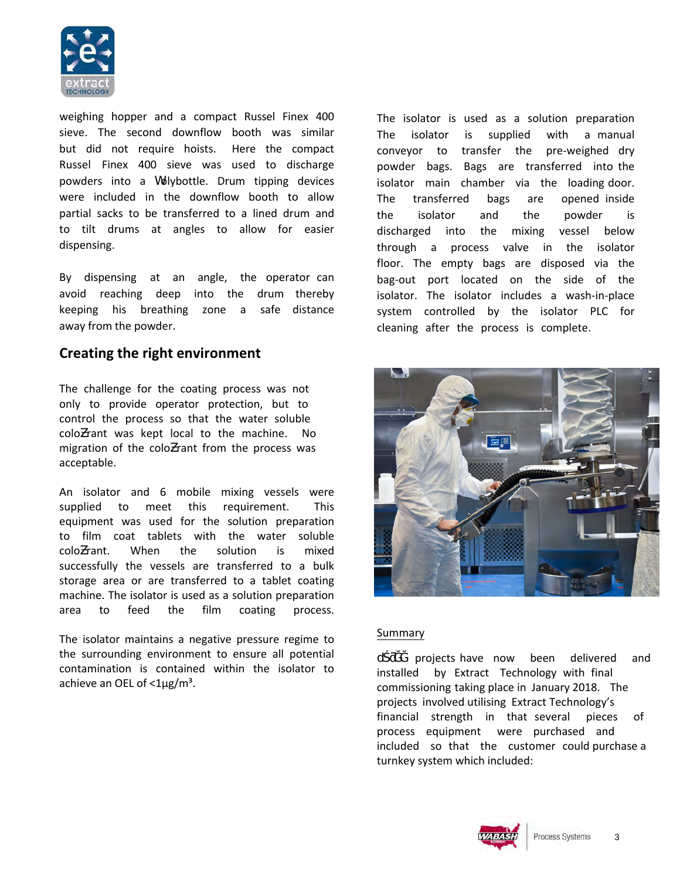weighing hopper and a compact Russel Finex 400 sieve. The second downflow booth was similar but did not require hoists. Here the compact Russel Finex 400 sieve was used to discharge powders into a Ԝolybottle. Drum tipping devices were included in the downflow booth to allow partial sacks to be transferred to a lined drum and to tilt drums at angles to allow for easier dispensing.

By dispensing at an angle, the operator can avoid reaching deep into the drum thereby keeping his breathing zone a safe distance away from the powder.

## Creating the right environment

The challenge for the coating process was not only to provide operator protection, but to control the process so that the water soluble coloƵrant was kept local to the machine. No migration of the coloƵrant from the process was acceptable.

An isolator and 6 mobile mixing vessels were supplied to meet this requirement. This equipment was used for the solution preparation to film coat tablets with the water soluble coloƵrant. When the solution is mixed successfully the vessels are transferred to a bulk storage area or are transferred to a tablet coating machine. The isolator is used as a solution preparation area to feed the film coating process.

The isolator maintains a negative pressure regime to the surrounding environment to ensure all potential contamination is contained within the isolator to achieve an OEL of <1µg/m³.

The isolator is used as a solution preparation The isolator is supplied with a manual conveyor to transfer the pre-weighed dry powder bags. Bags are transferred into the isolator main chamber via the loading door. The transferred bags are opened inside the isolator and the powder is discharged into the mixing vessel below through a process valve in the isolator floor. The empty bags are disposed via the bag-out port located on the side of the isolator. The isolator includes a wash-in-place system controlled by the isolator PLC for cleaning after the process is complete.

Summary

dŚƌĞĞ projects have now been delivered and installed by Extract Technology with final commissioning taking place in January 2018. The projects involved utilising Extract Technology's financial strength in that several pieces of process equipment were purchased and included so that the customer could purchase a turnkey system which included: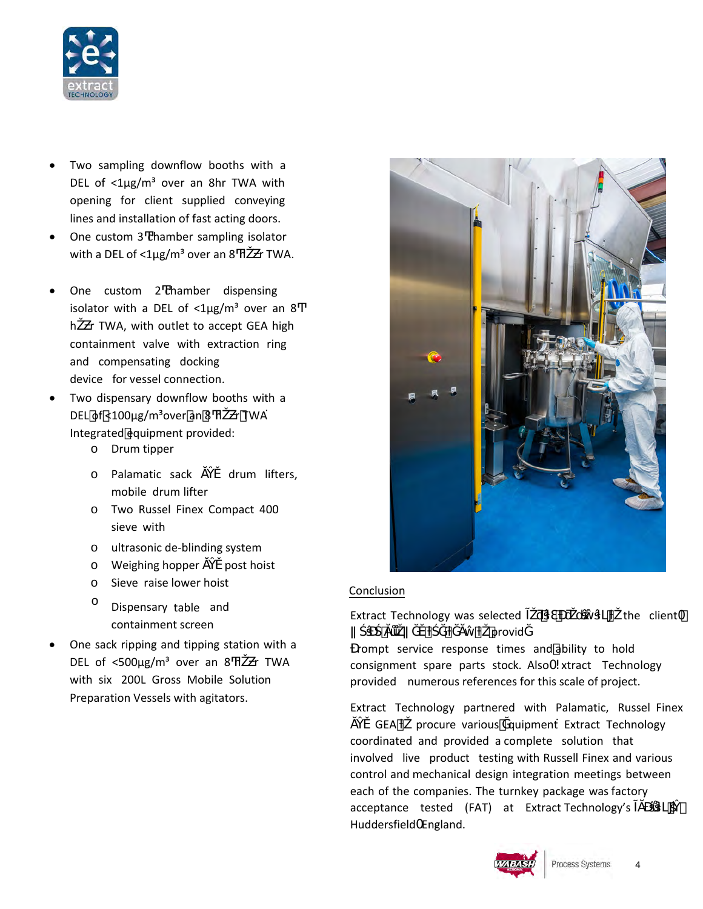- Two sampling downflow booths with a DEL of <1µg/m³ over an 8hr TWA with opening for client supplied conveying lines and installation of fast acting doors.
- One custom 3-chamber sampling isolator with a DEL of <1µg/m³ over an 8-hour TWA.
- One custom 2-chamber dispensing isolator with a DEL of <1µg/m³ over an 8-hour TWA, with outlet to accept GEA high containment valve with extraction ring and compensating docking device for vessel connection.
- Two dispensary downflow booths with a DEL of <100µg/m³ over an 8-hour TWA. Integrated equipment provided:
  - Drum tipper
  - Palamatic sack and drum lifters, mobile drum lifter
  - Two Russel Finex Compact 400 sieve with
  - ultrasonic de-blinding system
  - Weighing hopper and post hoist
  - Sieve raise lower hoist
  - Dispensary table and containment screen
- One sack ripping and tipping station with a DEL of <500µg/m³ over an 8-hour TWA with six 200L Gross Mobile Solution Preparation Vessels with agitators.

## Conclusion

Extract Technology was selected due to their ability to meet the client's requirements and provide prompt service response times and ability to hold consignment spare parts stock. Also, Extract Technology provided numerous references for this scale of project.

Extract Technology partnered with Palamatic, Russel Finex and GEA to procure various equipment. Extract Technology coordinated and provided a complete solution that involved live product testing with Russell Finex and various control and mechanical design integration meetings between each of the companies. The turnkey package was factory acceptance tested (FAT) at Extract Technology's facility in Huddersfield, England.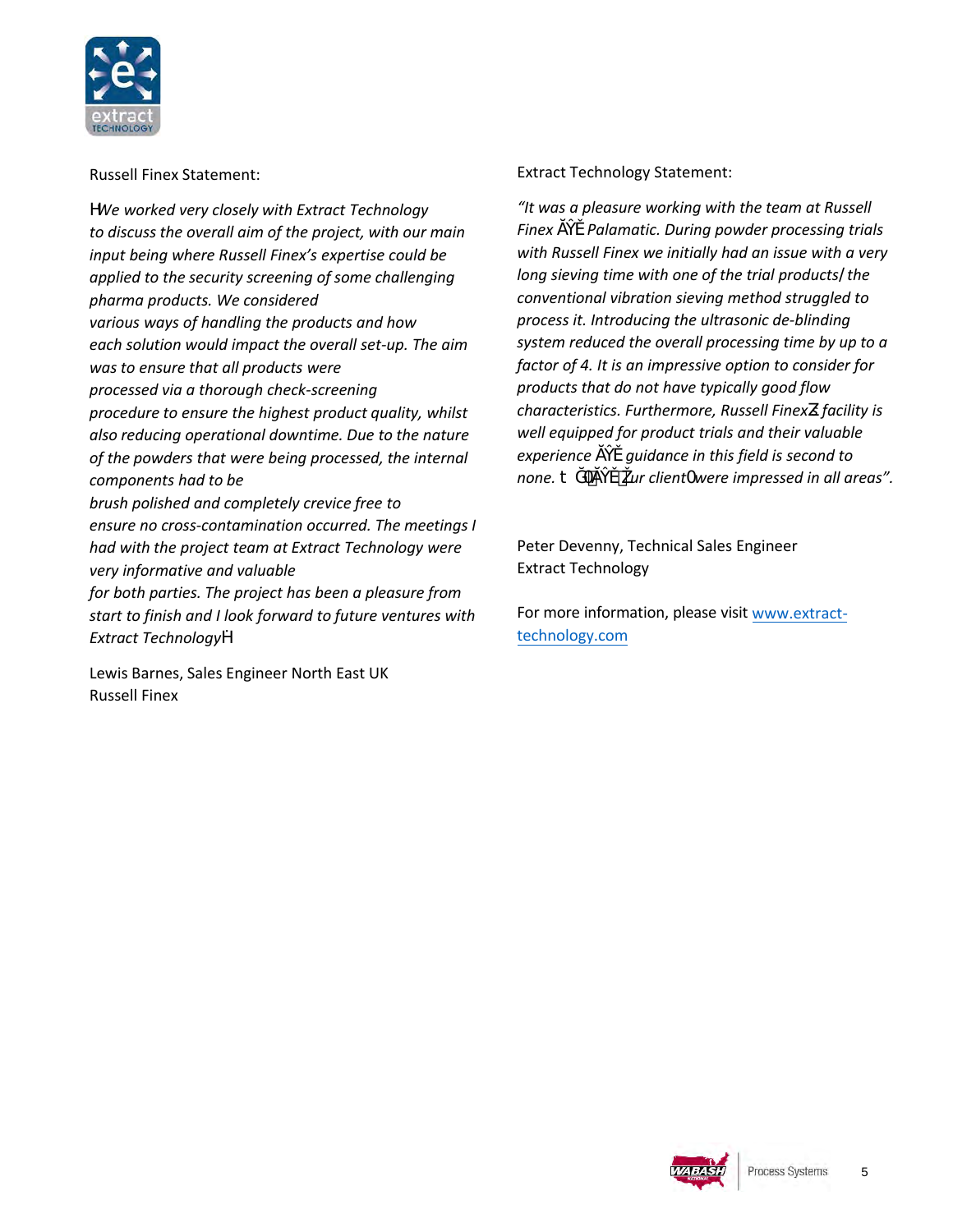Russell Finex Statement:

*Ӈ We worked very closely with Extract Technology to discuss the overall aim of the project, with our main input being where Russell Finex's expertise could be applied to the security screening of some challenging pharma products. We considered various ways of handling the products and how each solution would impact the overall set-up. The aim was to ensure that all products were processed via a thorough check-screening procedure to ensure the highest product quality, whilst also reducing operational downtime. Due to the nature of the powders that were being processed, the internal components had to be brush polished and completely crevice free to ensure no cross-contamination occurred. The meetings I had with the project team at Extract Technology were very informative and valuable for both parties. The project has been a pleasure from start to finish and I look forward to future ventures with Extract Technology Ӈ*

Lewis Barnes, Sales Engineer North East UK
Russell Finex

Extract Technology Statement:

*"It was a pleasure working with the team at Russell Finex ĂŶĚ Palamatic. During powder processing trials with Russell Finex we initially had an issue with a very long sieving time with one of the trial products/ the conventional vibration sieving method struggled to process it. Introducing the ultrasonic de-blinding system reduced the overall processing time by up to a factor of 4. It is an impressive option to consider for products that do not have typically good flow characteristics. Furthermore, Russell Finex�YƐ facility is well equipped for product trials and their valuable experience ĂŶĚ guidance in this field is second to none. t Ğ ĂŶĚ Ž ur client0were impressed in all areas".*

Peter Devenny, Technical Sales Engineer
Extract Technology

For more information, please visit [www.extract-technology.com](www.extract-technology.com)